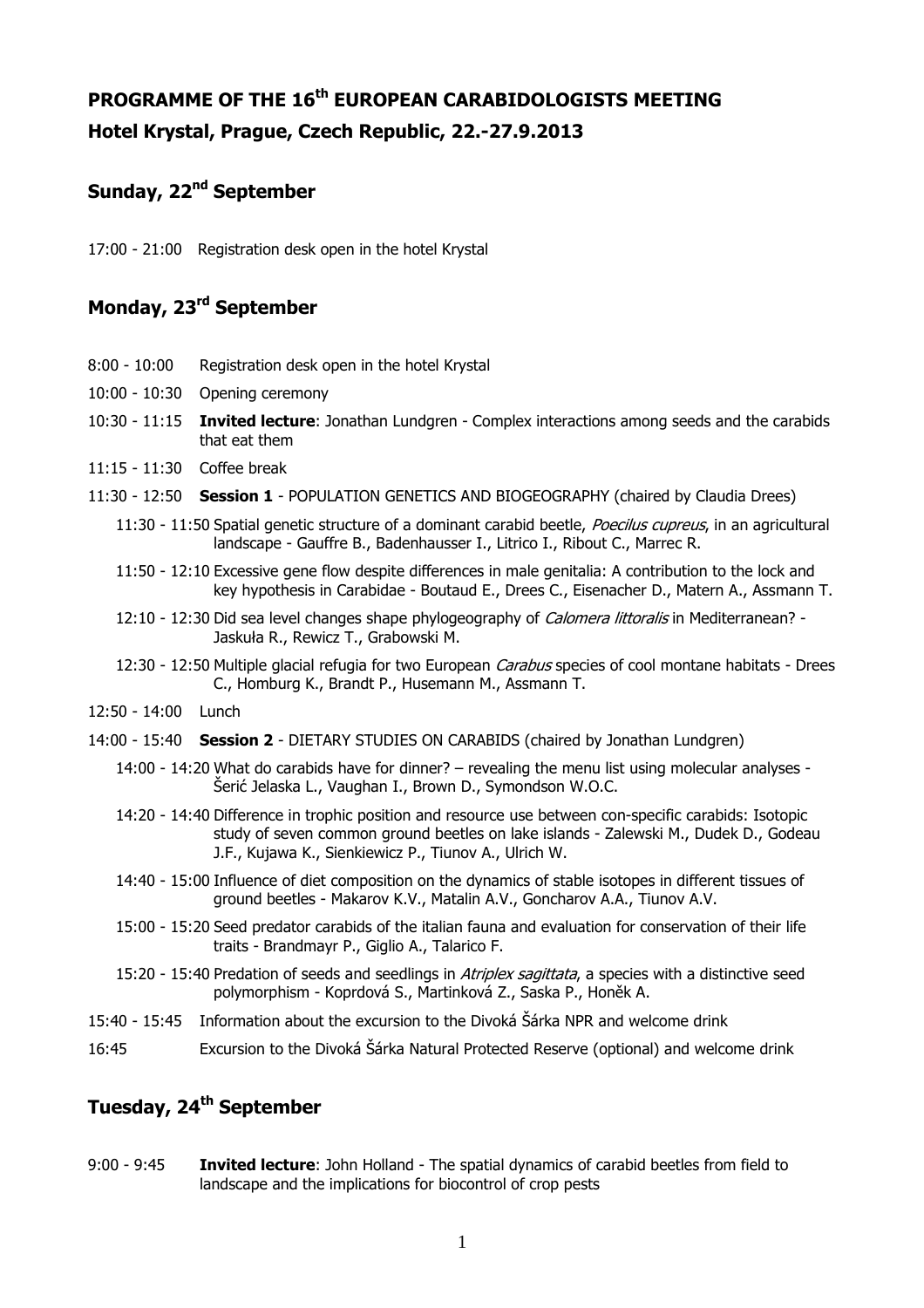# PROGRAMME OF THE 16th EUROPEAN CARABIDOLOGISTS MEETING

# Hotel Krystal, Prague, Czech Republic, 22.-27.9.2013

## Sunday, 22nd September

17:00 - 21:00 Registration desk open in the hotel Krystal

## Monday, 23rd September

8:00 - 10:00 Registration desk open in the hotel Krystal

10:00 - 10:30 Opening ceremony

10:30 - 11:15 **Invited lecture**: Jonathan Lundgren - Complex interactions among seeds and the carabids that eat them

11:15 - 11:30 Coffee break

11:30 - 12:50 **Session 1** - POPULATION GENETICS AND BIOGEOGRAPHY (chaired by Claudia Drees)

- 11:30 - 11:50 Spatial genetic structure of a dominant carabid beetle, *Poecilus cupreus*, in an agricultural landscape - Gauffre B., Badenhausser I., Litrico I., Ribout C., Marrec R.
- 11:50 - 12:10 Excessive gene flow despite differences in male genitalia: A contribution to the lock and key hypothesis in Carabidae - Boutaud E., Drees C., Eisenacher D., Matern A., Assmann T.
- 12:10 - 12:30 Did sea level changes shape phylogeography of *Calomera littoralis* in Mediterranean? - Jaskuła R., Rewicz T., Grabowski M.
- 12:30 - 12:50 Multiple glacial refugia for two European *Carabus* species of cool montane habitats - Drees C., Homburg K., Brandt P., Husemann M., Assmann T.

12:50 - 14:00 Lunch

14:00 - 15:40 **Session 2** - DIETARY STUDIES ON CARABIDS (chaired by Jonathan Lundgren)

- 14:00 - 14:20 What do carabids have for dinner? – revealing the menu list using molecular analyses - Šerić Jelaska L., Vaughan I., Brown D., Symondson W.O.C.
- 14:20 - 14:40 Difference in trophic position and resource use between con-specific carabids: Isotopic study of seven common ground beetles on lake islands - Zalewski M., Dudek D., Godeau J.F., Kujawa K., Sienkiewicz P., Tiunov A., Ulrich W.
- 14:40 - 15:00 Influence of diet composition on the dynamics of stable isotopes in different tissues of ground beetles - Makarov K.V., Matalin A.V., Goncharov A.A., Tiunov A.V.
- 15:00 - 15:20 Seed predator carabids of the italian fauna and evaluation for conservation of their life traits - Brandmayr P., Giglio A., Talarico F.
- 15:20 - 15:40 Predation of seeds and seedlings in *Atriplex sagittata*, a species with a distinctive seed polymorphism - Koprdová S., Martinková Z., Saska P., Honěk A.

15:40 - 15:45 Information about the excursion to the Divoká Šárka NPR and welcome drink

16:45 Excursion to the Divoká Šárka Natural Protected Reserve (optional) and welcome drink

## Tuesday, 24th September

9:00 - 9:45 **Invited lecture**: John Holland - The spatial dynamics of carabid beetles from field to landscape and the implications for biocontrol of crop pests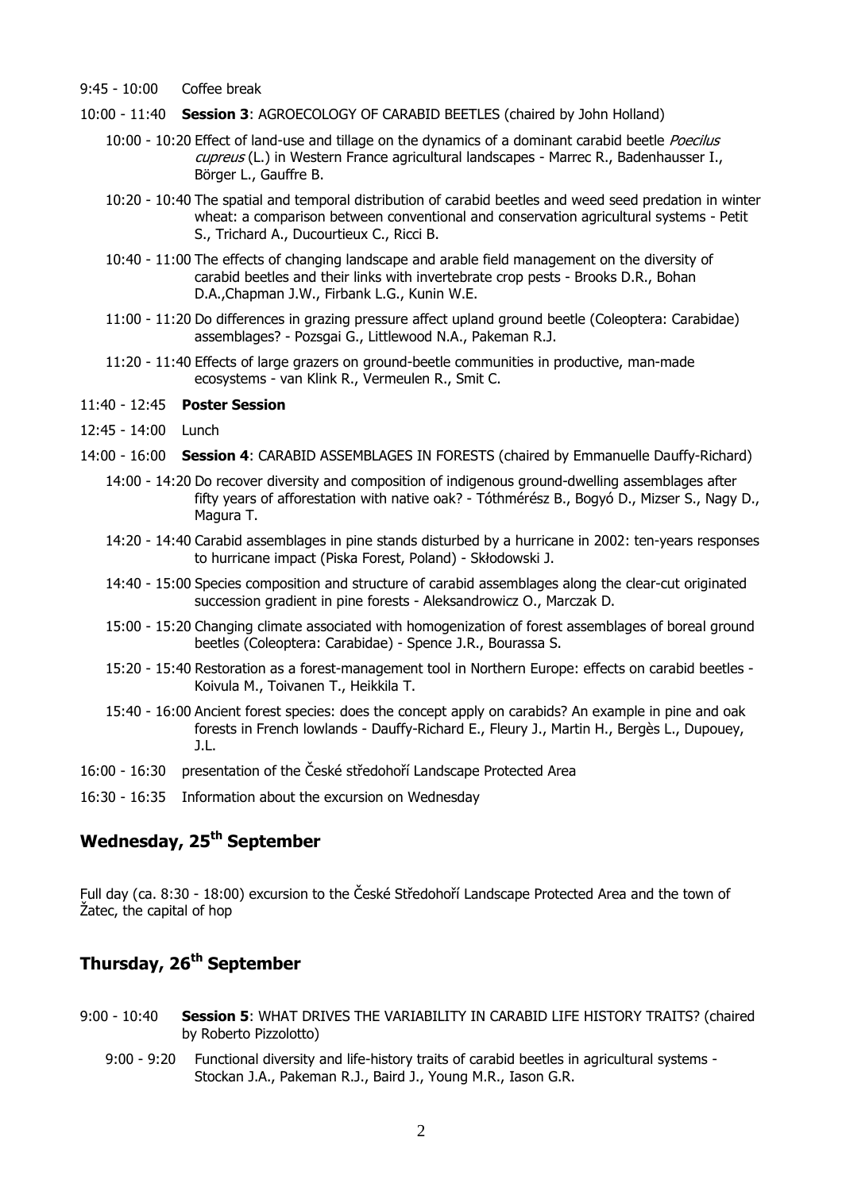9:45 - 10:00 Coffee break

10:00 - 11:40 **Session 3**: AGROECOLOGY OF CARABID BEETLES (chaired by John Holland)

- 10:00 - 10:20 Effect of land-use and tillage on the dynamics of a dominant carabid beetle *Poecilus cupreus* (L.) in Western France agricultural landscapes - Marrec R., Badenhausser I., Börger L., Gauffre B.
- 10:20 - 10:40 The spatial and temporal distribution of carabid beetles and weed seed predation in winter wheat: a comparison between conventional and conservation agricultural systems - Petit S., Trichard A., Ducourtieux C., Ricci B.
- 10:40 - 11:00 The effects of changing landscape and arable field management on the diversity of carabid beetles and their links with invertebrate crop pests - Brooks D.R., Bohan D.A.,Chapman J.W., Firbank L.G., Kunin W.E.
- 11:00 - 11:20 Do differences in grazing pressure affect upland ground beetle (Coleoptera: Carabidae) assemblages? - Pozsgai G., Littlewood N.A., Pakeman R.J.
- 11:20 - 11:40 Effects of large grazers on ground-beetle communities in productive, man-made ecosystems - van Klink R., Vermeulen R., Smit C.

11:40 - 12:45 **Poster Session**

12:45 - 14:00 Lunch

14:00 - 16:00 **Session 4**: CARABID ASSEMBLAGES IN FORESTS (chaired by Emmanuelle Dauffy-Richard)

- 14:00 - 14:20 Do recover diversity and composition of indigenous ground-dwelling assemblages after fifty years of afforestation with native oak? - Tóthmérész B., Bogyó D., Mizser S., Nagy D., Magura T.
- 14:20 - 14:40 Carabid assemblages in pine stands disturbed by a hurricane in 2002: ten-years responses to hurricane impact (Piska Forest, Poland) - Skłodowski J.
- 14:40 - 15:00 Species composition and structure of carabid assemblages along the clear-cut originated succession gradient in pine forests - Aleksandrowicz O., Marczak D.
- 15:00 - 15:20 Changing climate associated with homogenization of forest assemblages of boreal ground beetles (Coleoptera: Carabidae) - Spence J.R., Bourassa S.
- 15:20 - 15:40 Restoration as a forest-management tool in Northern Europe: effects on carabid beetles - Koivula M., Toivanen T., Heikkila T.
- 15:40 - 16:00 Ancient forest species: does the concept apply on carabids? An example in pine and oak forests in French lowlands - Dauffy-Richard E., Fleury J., Martin H., Bergès L., Dupouey, J.L.

16:00 - 16:30 presentation of the České středohoří Landscape Protected Area

16:30 - 16:35 Information about the excursion on Wednesday

## Wednesday, 25th September

Full day (ca. 8:30 - 18:00) excursion to the České Středohoří Landscape Protected Area and the town of Žatec, the capital of hop

## Thursday, 26th September

9:00 - 10:40 **Session 5**: WHAT DRIVES THE VARIABILITY IN CARABID LIFE HISTORY TRAITS? (chaired by Roberto Pizzolotto)

- 9:00 - 9:20 Functional diversity and life-history traits of carabid beetles in agricultural systems - Stockan J.A., Pakeman R.J., Baird J., Young M.R., Iason G.R.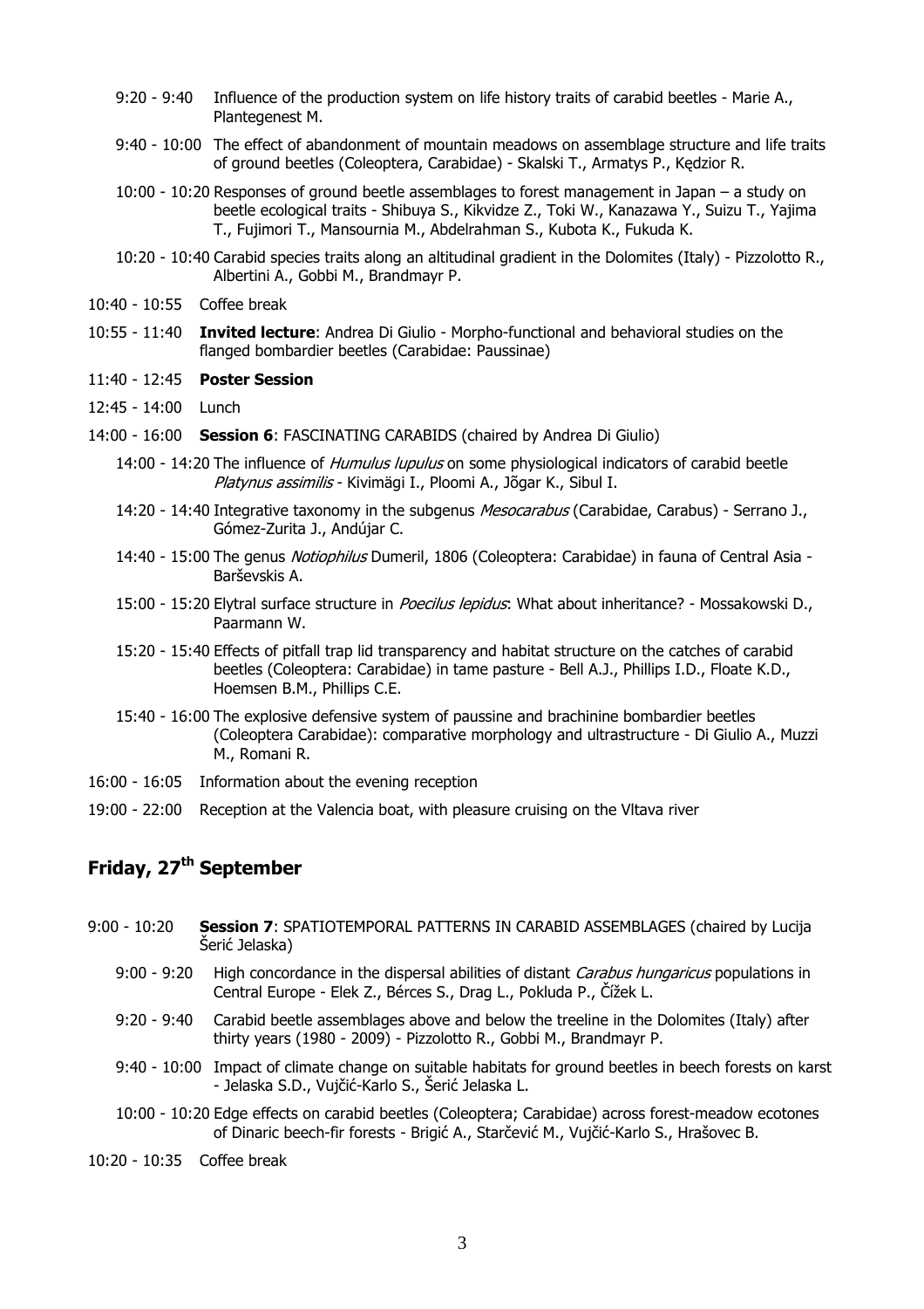- 9:20 - 9:40 Influence of the production system on life history traits of carabid beetles - Marie A., Plantegenest M.
- 9:40 - 10:00 The effect of abandonment of mountain meadows on assemblage structure and life traits of ground beetles (Coleoptera, Carabidae) - Skalski T., Armatys P., Kędzior R.
- 10:00 - 10:20 Responses of ground beetle assemblages to forest management in Japan – a study on beetle ecological traits - Shibuya S., Kikvidze Z., Toki W., Kanazawa Y., Suizu T., Yajima T., Fujimori T., Mansournia M., Abdelrahman S., Kubota K., Fukuda K.
- 10:20 - 10:40 Carabid species traits along an altitudinal gradient in the Dolomites (Italy) - Pizzolotto R., Albertini A., Gobbi M., Brandmayr P.

10:40 - 10:55 Coffee break

10:55 - 11:40 **Invited lecture**: Andrea Di Giulio - Morpho-functional and behavioral studies on the flanged bombardier beetles (Carabidae: Paussinae)

11:40 - 12:45 **Poster Session**

12:45 - 14:00 Lunch

14:00 - 16:00 **Session 6**: FASCINATING CARABIDS (chaired by Andrea Di Giulio)

- 14:00 - 14:20 The influence of *Humulus lupulus* on some physiological indicators of carabid beetle *Platynus assimilis* - Kivimägi I., Ploomi A., Jõgar K., Sibul I.
- 14:20 - 14:40 Integrative taxonomy in the subgenus *Mesocarabus* (Carabidae, Carabus) - Serrano J., Gómez-Zurita J., Andújar C.
- 14:40 - 15:00 The genus *Notiophilus* Dumeril, 1806 (Coleoptera: Carabidae) in fauna of Central Asia - Barševskis A.
- 15:00 - 15:20 Elytral surface structure in *Poecilus lepidus*: What about inheritance? - Mossakowski D., Paarmann W.
- 15:20 - 15:40 Effects of pitfall trap lid transparency and habitat structure on the catches of carabid beetles (Coleoptera: Carabidae) in tame pasture - Bell A.J., Phillips I.D., Floate K.D., Hoemsen B.M., Phillips C.E.
- 15:40 - 16:00 The explosive defensive system of paussine and brachinine bombardier beetles (Coleoptera Carabidae): comparative morphology and ultrastructure - Di Giulio A., Muzzi M., Romani R.

16:00 - 16:05 Information about the evening reception

19:00 - 22:00 Reception at the Valencia boat, with pleasure cruising on the Vltava river

## Friday, 27th September

9:00 - 10:20 **Session 7**: SPATIOTEMPORAL PATTERNS IN CARABID ASSEMBLAGES (chaired by Lucija Šerić Jelaska)

- 9:00 - 9:20 High concordance in the dispersal abilities of distant *Carabus hungaricus* populations in Central Europe - Elek Z., Bérces S., Drag L., Pokluda P., Čížek L.
- 9:20 - 9:40 Carabid beetle assemblages above and below the treeline in the Dolomites (Italy) after thirty years (1980 - 2009) - Pizzolotto R., Gobbi M., Brandmayr P.
- 9:40 - 10:00 Impact of climate change on suitable habitats for ground beetles in beech forests on karst - Jelaska S.D., Vujčić-Karlo S., Šerić Jelaska L.
- 10:00 - 10:20 Edge effects on carabid beetles (Coleoptera; Carabidae) across forest-meadow ecotones of Dinaric beech-fir forests - Brigić A., Starčević M., Vujčić-Karlo S., Hrašovec B.

10:20 - 10:35 Coffee break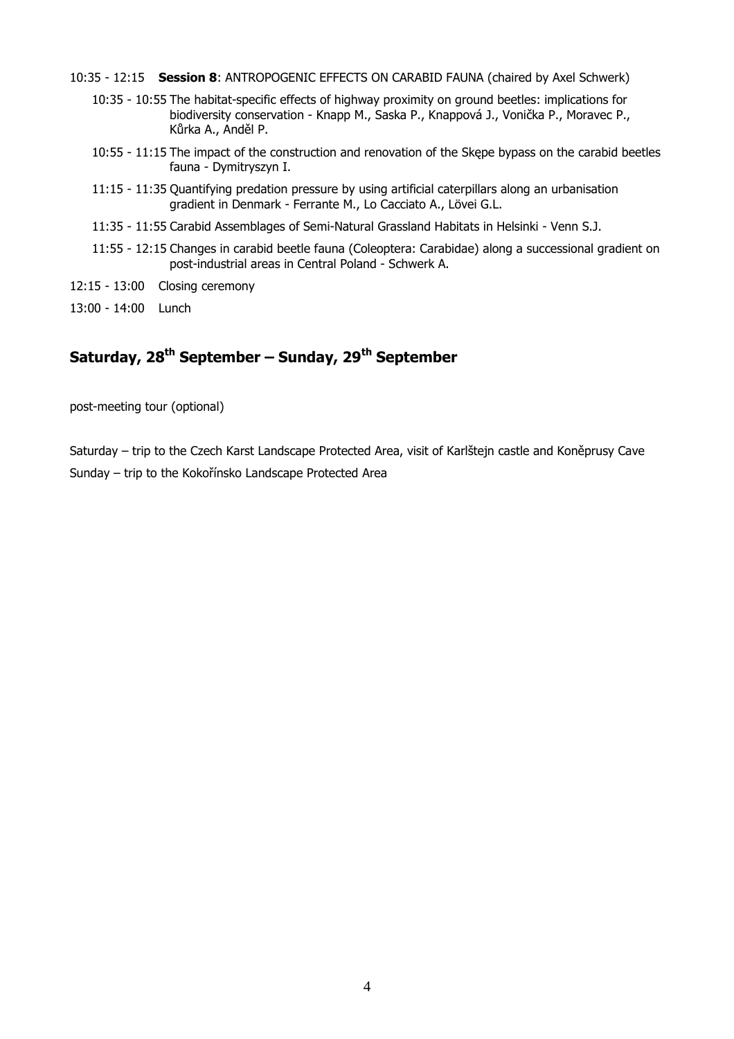10:35 - 12:15 **Session 8**: ANTROPOGENIC EFFECTS ON CARABID FAUNA (chaired by Axel Schwerk)

- 10:35 - 10:55 The habitat-specific effects of highway proximity on ground beetles: implications for biodiversity conservation - Knapp M., Saska P., Knappová J., Vonička P., Moravec P., Kůrka A., Anděl P.
- 10:55 - 11:15 The impact of the construction and renovation of the Skępe bypass on the carabid beetles fauna - Dymitryszyn I.
- 11:15 - 11:35 Quantifying predation pressure by using artificial caterpillars along an urbanisation gradient in Denmark - Ferrante M., Lo Cacciato A., Lövei G.L.
- 11:35 - 11:55 Carabid Assemblages of Semi-Natural Grassland Habitats in Helsinki - Venn S.J.
- 11:55 - 12:15 Changes in carabid beetle fauna (Coleoptera: Carabidae) along a successional gradient on post-industrial areas in Central Poland - Schwerk A.

12:15 - 13:00 Closing ceremony

13:00 - 14:00 Lunch

## Saturday, 28th September – Sunday, 29th September

post-meeting tour (optional)

Saturday – trip to the Czech Karst Landscape Protected Area, visit of Karlštejn castle and Koněprusy Cave

Sunday – trip to the Kokořínsko Landscape Protected Area